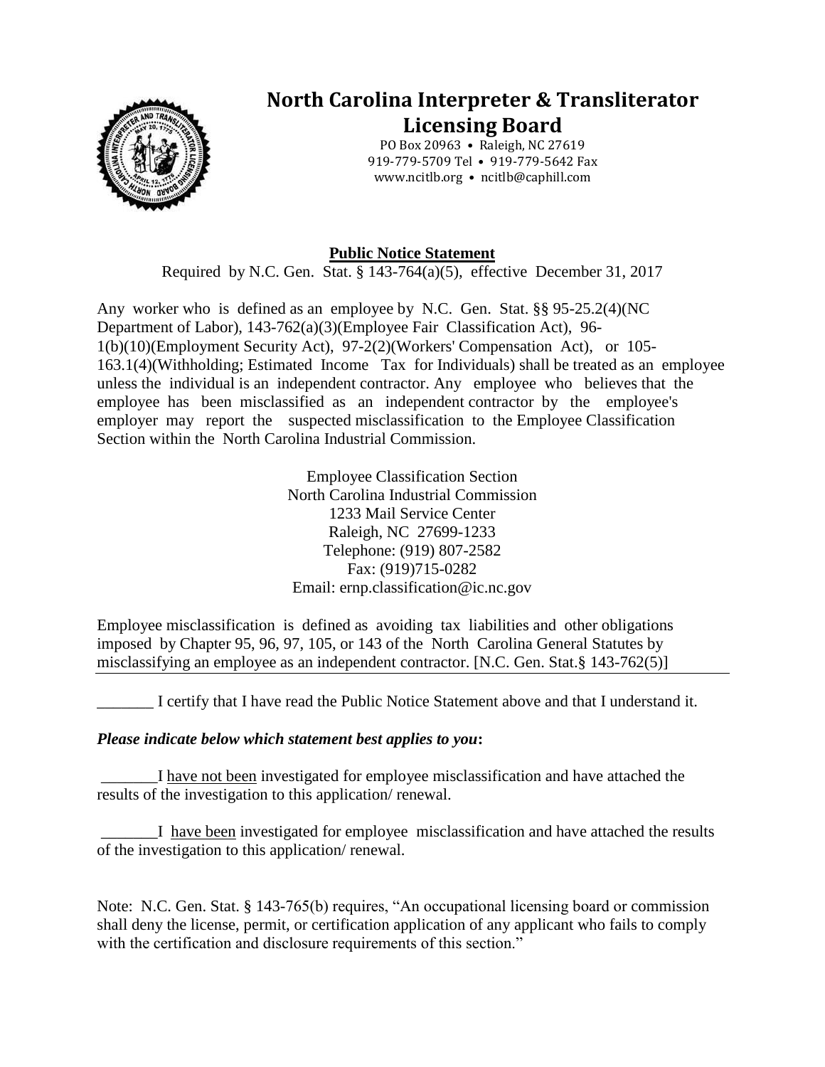# North Carolina Interpreter & Transliterator Licensing Board

PO Box 20963 • Raleigh, NC 27619
919-779-5709 Tel • 919-779-5642 Fax
www.ncitlb.org • ncitlb@caphill.com

## Public Notice Statement

Required by N.C. Gen. Stat. § 143-764(a)(5), effective December 31, 2017

Any worker who is defined as an employee by N.C. Gen. Stat. §§ 95-25.2(4)(NC Department of Labor), 143-762(a)(3)(Employee Fair Classification Act), 96-1(b)(10)(Employment Security Act), 97-2(2)(Workers' Compensation Act), or 105-163.1(4)(Withholding; Estimated Income Tax for Individuals) shall be treated as an employee unless the individual is an independent contractor. Any employee who believes that the employee has been misclassified as an independent contractor by the employee's employer may report the suspected misclassification to the Employee Classification Section within the North Carolina Industrial Commission.

Employee Classification Section
North Carolina Industrial Commission
1233 Mail Service Center
Raleigh, NC 27699-1233
Telephone: (919) 807-2582
Fax: (919)715-0282
Email: ernp.classification@ic.nc.gov

Employee misclassification is defined as avoiding tax liabilities and other obligations imposed by Chapter 95, 96, 97, 105, or 143 of the North Carolina General Statutes by misclassifying an employee as an independent contractor. [N.C. Gen. Stat.§ 143-762(5)]

---

_______ I certify that I have read the Public Notice Statement above and that I understand it.

***Please indicate below which statement best applies to you:***

_______I have not been investigated for employee misclassification and have attached the results of the investigation to this application/ renewal.

_______I have been investigated for employee misclassification and have attached the results of the investigation to this application/ renewal.

Note: N.C. Gen. Stat. § 143-765(b) requires, "An occupational licensing board or commission shall deny the license, permit, or certification application of any applicant who fails to comply with the certification and disclosure requirements of this section."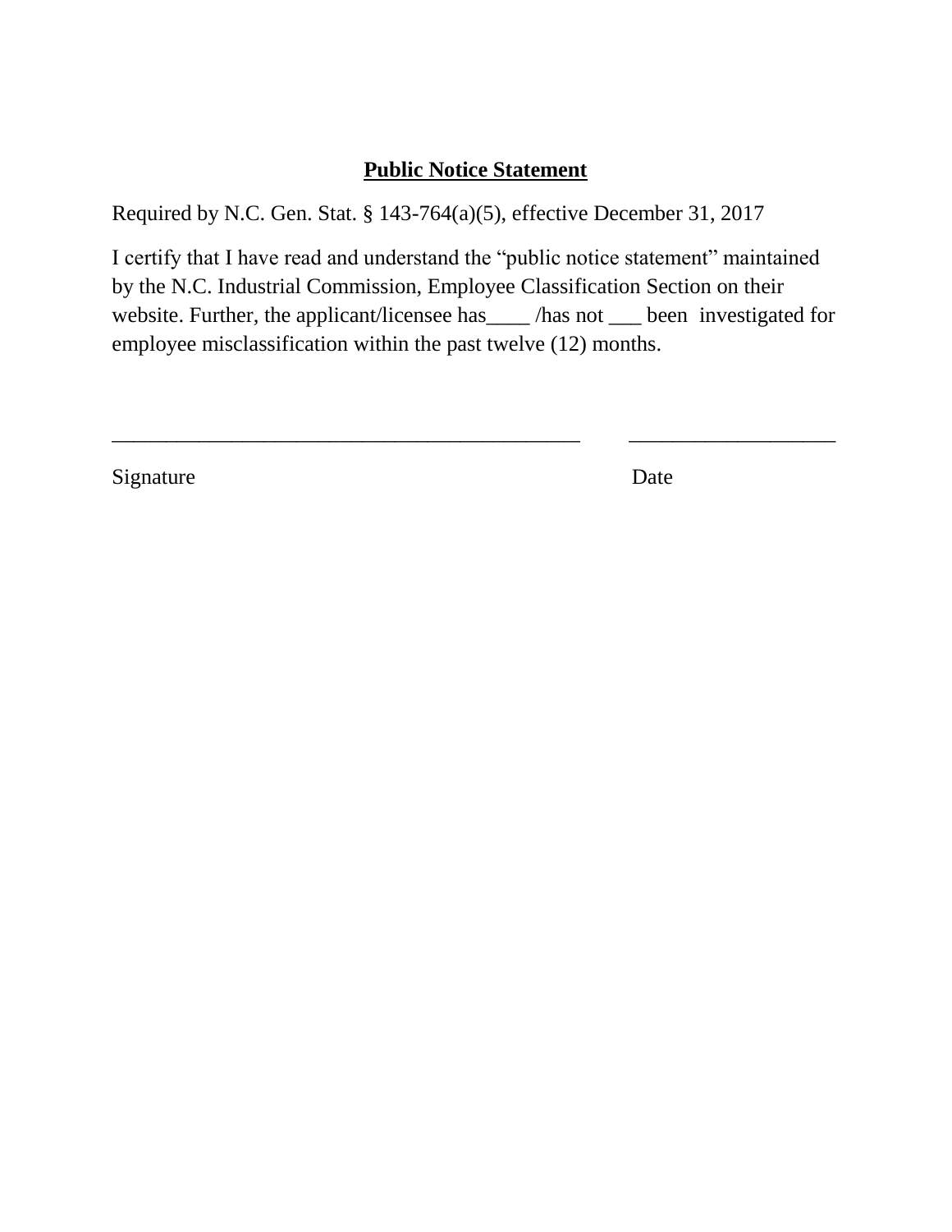**Public Notice Statement**

Required by N.C. Gen. Stat. § 143-764(a)(5), effective December 31, 2017

I certify that I have read and understand the "public notice statement" maintained by the N.C. Industrial Commission, Employee Classification Section on their website. Further, the applicant/licensee has____ /has not ___ been investigated for employee misclassification within the past twelve (12) months.

_____________________________________________ ____________________

Signature Date